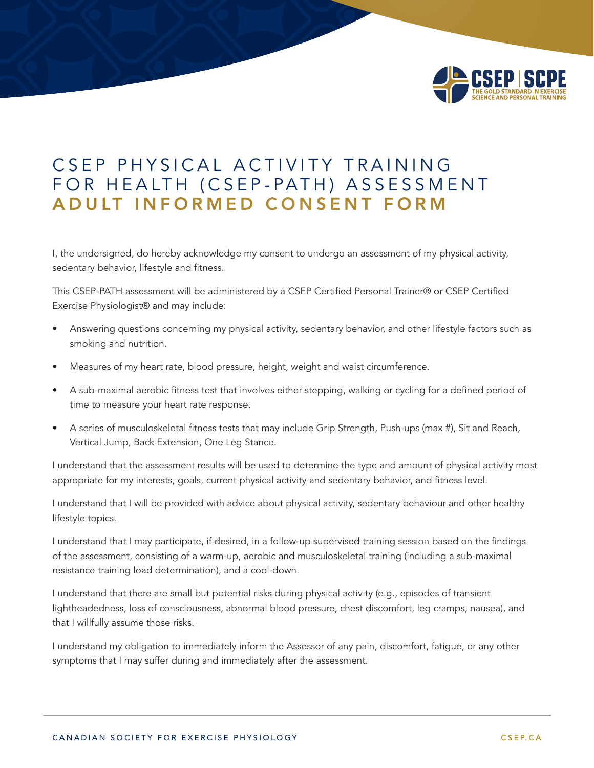# CSEP PHYSICAL ACTIVITY TRAINING FOR HEALTH (CSEP-PATH) ASSESSMENT ADULT INFORMED CONSENT FORM

I, the undersigned, do hereby acknowledge my consent to undergo an assessment of my physical activity, sedentary behavior, lifestyle and fitness.

This CSEP-PATH assessment will be administered by a CSEP Certified Personal Trainer® or CSEP Certified Exercise Physiologist® and may include:

- Answering questions concerning my physical activity, sedentary behavior, and other lifestyle factors such as smoking and nutrition.
- Measures of my heart rate, blood pressure, height, weight and waist circumference.
- A sub-maximal aerobic fitness test that involves either stepping, walking or cycling for a defined period of time to measure your heart rate response.
- A series of musculoskeletal fitness tests that may include Grip Strength, Push-ups (max #), Sit and Reach, Vertical Jump, Back Extension, One Leg Stance.

I understand that the assessment results will be used to determine the type and amount of physical activity most appropriate for my interests, goals, current physical activity and sedentary behavior, and fitness level.

I understand that I will be provided with advice about physical activity, sedentary behaviour and other healthy lifestyle topics.

I understand that I may participate, if desired, in a follow-up supervised training session based on the findings of the assessment, consisting of a warm-up, aerobic and musculoskeletal training (including a sub-maximal resistance training load determination), and a cool-down.

I understand that there are small but potential risks during physical activity (e.g., episodes of transient lightheadedness, loss of consciousness, abnormal blood pressure, chest discomfort, leg cramps, nausea), and that I willfully assume those risks.

I understand my obligation to immediately inform the Assessor of any pain, discomfort, fatigue, or any other symptoms that I may suffer during and immediately after the assessment.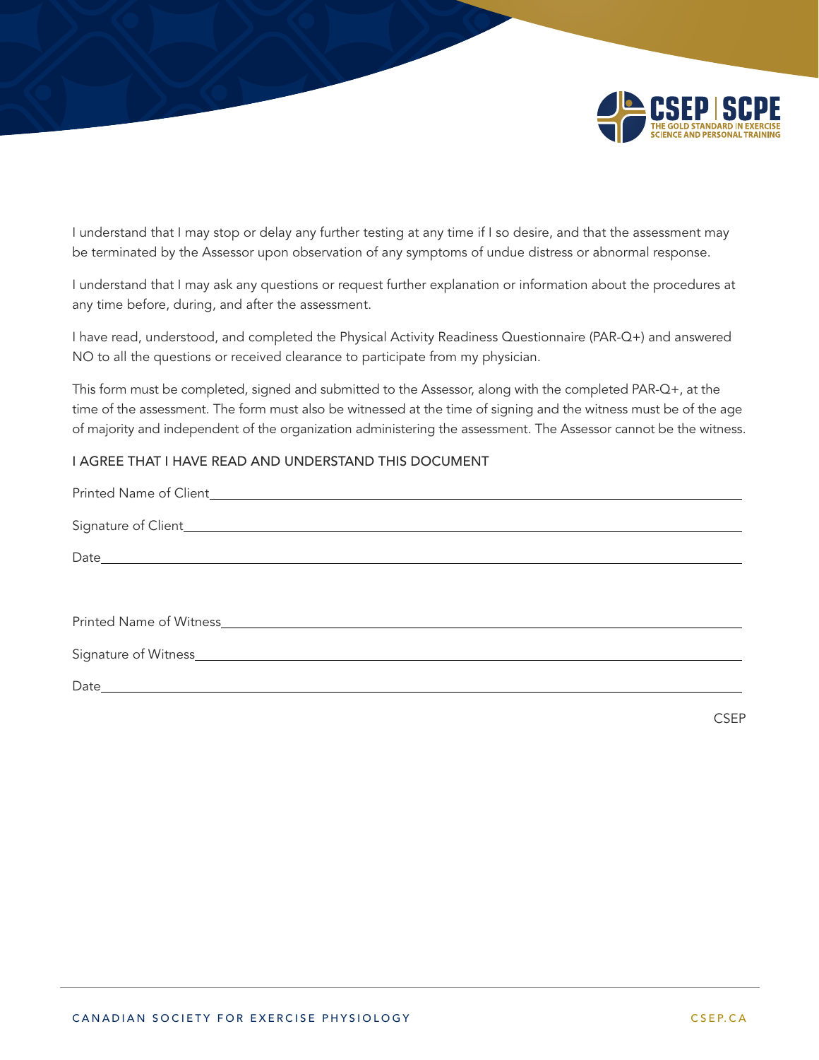I understand that I may stop or delay any further testing at any time if I so desire, and that the assessment may be terminated by the Assessor upon observation of any symptoms of undue distress or abnormal response.

I understand that I may ask any questions or request further explanation or information about the procedures at any time before, during, and after the assessment.

I have read, understood, and completed the Physical Activity Readiness Questionnaire (PAR-Q+) and answered NO to all the questions or received clearance to participate from my physician.

This form must be completed, signed and submitted to the Assessor, along with the completed PAR-Q+, at the time of the assessment. The form must also be witnessed at the time of signing and the witness must be of the age of majority and independent of the organization administering the assessment. The Assessor cannot be the witness.

I AGREE THAT I HAVE READ AND UNDERSTAND THIS DOCUMENT

Printed Name of Client\_\_\_\_\_\_\_\_\_\_\_\_\_\_\_\_\_\_\_\_\_\_\_\_\_\_\_\_\_\_

Signature of Client\_\_\_\_\_\_\_\_\_\_\_\_\_\_\_\_\_\_\_\_\_\_\_\_\_\_\_\_\_\_

Date\_\_\_\_\_\_\_\_\_\_\_\_\_\_\_\_\_\_\_\_\_\_\_\_\_\_\_\_\_\_

Printed Name of Witness\_\_\_\_\_\_\_\_\_\_\_\_\_\_\_\_\_\_\_\_\_\_\_\_\_\_\_\_\_\_

Signature of Witness\_\_\_\_\_\_\_\_\_\_\_\_\_\_\_\_\_\_\_\_\_\_\_\_\_\_\_\_\_\_

Date\_\_\_\_\_\_\_\_\_\_\_\_\_\_\_\_\_\_\_\_\_\_\_\_\_\_\_\_\_\_

CSEP